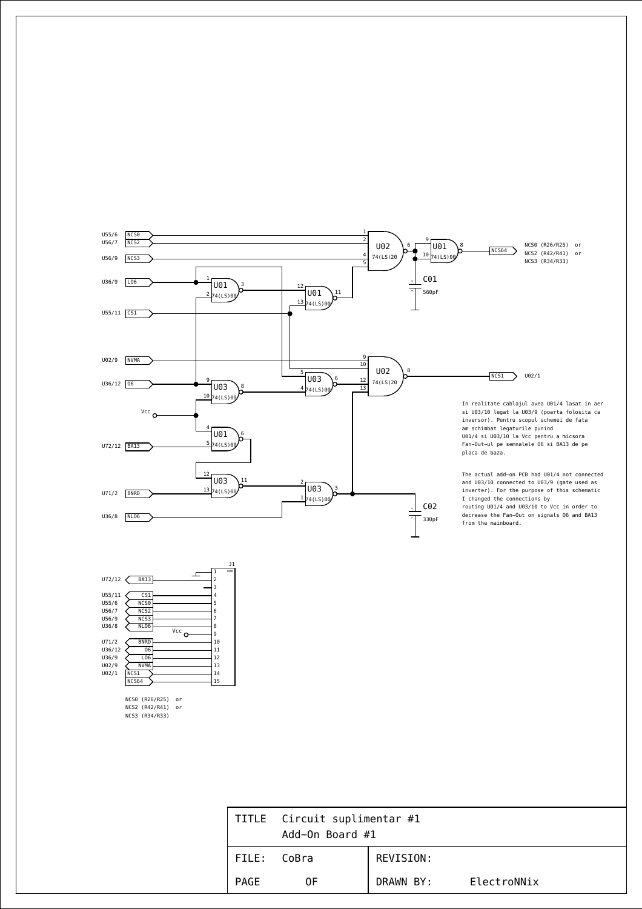U55/6 NCS0
U56/7 NCS2
U56/9 NCS3
U36/9 LO6
U55/11 CS1
U02/9 NVMA
U36/12 O6
Vcc
U72/12 BA13
U71/2 BNRD
U36/8 NLO6

U02 74(LS)20
U01 74(LS)00
U03 74(LS)00

C01 560pF
C02 330pF

NCS64

NCS0 (R26/R25) or
NCS2 (R42/R41) or
NCS3 (R34/R33)

NCS1 U02/1

In realitate cablajul avea U01/4 lasat in aer si U03/10 legat la U03/9 (poarta folosita ca inversor). Pentru scopul schemei de fata am schimbat legaturile punind U01/4 si U03/10 la Vcc pentru a micsora Fan-Out-ul pe semnalele O6 si BA13 de pe placa de baza.

The actual add-on PCB had U01/4 not connected and U03/10 connected to U03/9 (gate used as inverter). For the purpose of this schematic I changed the connections by routing U01/4 and U03/10 to Vcc in order to decrease the Fan-Out on signals O6 and BA13 from the mainboard.

J1

| Signal | | J1 pin |
|---|---|---|
| | | 1 |
| U72/12 | BA13 | 2 |
| | | 3 |
| U55/11 | CS1 | 4 |
| U55/6 | NCS0 | 5 |
| U56/7 | NCS2 | 6 |
| U56/9 | NCS3 | 7 |
| U36/8 | NLO6 | 8 |
| | Vcc | 9 |
| U71/2 | BNRD | 10 |
| U36/12 | O6 | 11 |
| U36/9 | LO6 | 12 |
| U02/9 | NVMA | 13 |
| U02/1 | NCS1 | 14 |
| | NCS64 | 15 |

NCS0 (R26/R25) or
NCS2 (R42/R41) or
NCS3 (R34/R33)

| | |
|---|---|
| TITLE Circuit suplimentar #1 Add-On Board #1 | |
| FILE: CoBra | REVISION: |
| PAGE OF | DRAWN BY: ElectroNNix |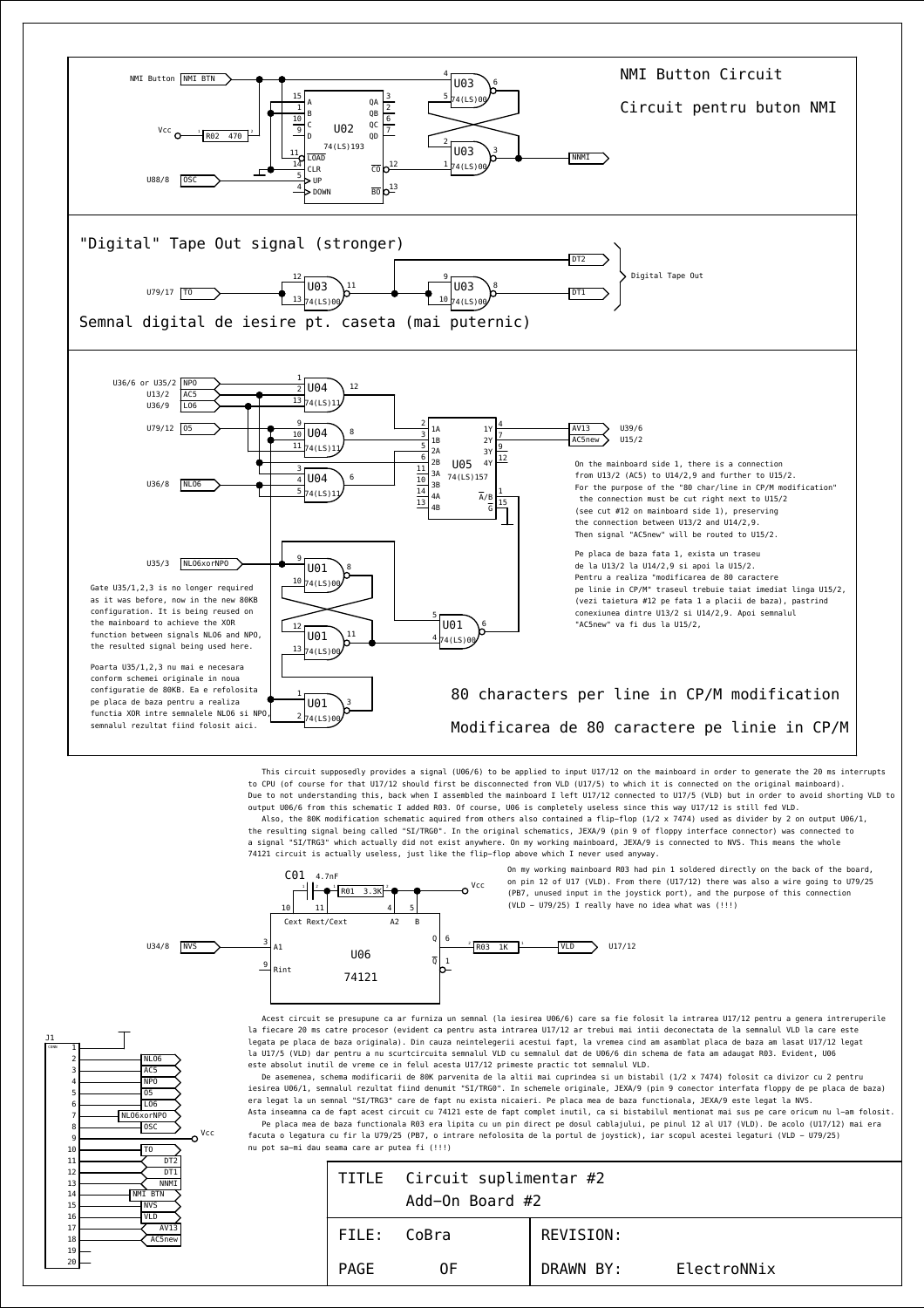## NMI Button Circuit

## Circuit pentru buton NMI

NMI Button — NMI BTN

Vcc — R02 470

U02 74(LS)193: A, B, C, D, LOAD, CLR, UP, DOWN, QA, QB, QC, QD, CO, BO

U88/8 — OSC

U03 74(LS)00 — NNMI

## "Digital" Tape Out signal (stronger)

U79/17 — TO — U03 74(LS)00 — U03 74(LS)00 — DT2, DT1 — Digital Tape Out

## Semnal digital de iesire pt. caseta (mai puternic)

U36/6 or U35/2 — NPO

U13/2 — AC5

U36/9 — L06

U79/12 — O5

U36/8 — NLO6

U04 74(LS)11

U05 74(LS)157: 1A, 1B, 2A, 2B, 3A, 3B, 4A, 4B, 1Y, 2Y, 3Y, 4Y, A/B, G

AV13 — U39/6

AC5new — U15/2

On the mainboard side 1, there is a connection from U13/2 (AC5) to U14/2,9 and further to U15/2. For the purpose of the "80 char/line in CP/M modification" the connection must be cut right next to U15/2 (see cut #12 on mainboard side 1), preserving the connection between U13/2 and U14/2,9. Then signal "AC5new" will be routed to U15/2.

Pe placa de baza fata 1, exista un traseu de la U13/2 la U14/2,9 si apoi la U15/2. Pentru a realiza "modificarea de 80 caractere pe linie in CP/M" traseul trebuie taiat imediat linga U15/2, (vezi taietura #12 pe fata 1 a placii de baza), pastrind conexiunea dintre U13/2 si U14/2,9. Apoi semnalul "AC5new" va fi dus la U15/2,

U35/3 — NLO6xorNPO

U01 74(LS)00

Gate U35/1,2,3 is no longer required as it was before, now in the new 80KB configuration. It is being reused on the mainboard to achieve the XOR function between signals NLO6 and NPO, the resulted signal being used here.

Poarta U35/1,2,3 nu mai e necesara conform schemei originale in noua configuratie de 80KB. Ea e refolosita pe placa de baza pentru a realiza functia XOR intre semnalele NLO6 si NPO, semnalul rezultat fiind folosit aici.

## 80 characters per line in CP/M modification

## Modificarea de 80 caractere pe linie in CP/M

This circuit supposedly provides a signal (U06/6) to be applied to input U17/12 on the mainboard in order to generate the 20 ms interrupts to CPU (of course for that U17/12 should first be disconnected from VLD (U17/5) to which it is connected on the original mainboard). Due to not understanding this, back when I assembled the mainboard I left U17/12 connected to U17/5 (VLD) but in order to avoid shorting VLD to output U06/6 from this schematic I added R03. Of course, U06 is completely useless since this way U17/12 is still fed VLD.

Also, the 80K modification schematic aquired from others also contained a flip-flop (1/2 x 7474) used as divider by 2 on output U06/1, the resulting signal being called "SI/TRG0". In the original schematics, JEXA/9 (pin 9 of floppy interface connector) was connected to a signal "SI/TRG3" which actually did not exist anywhere. On my working mainboard, JEXA/9 is connected to NVS. This means the whole 74121 circuit is actually useless, just like the flip-flop above which I never used anyway.

C01 4.7nF — R01 3.3K — Vcc

U06 74121: Cext, Rext/Cext, A2, B, A1, Rint, Q, Q̅

U34/8 — NVS

R03 1K — VLD — U17/12

On my working mainboard R03 had pin 1 soldered directly on the back of the board, on pin 12 of U17 (VLD). From there (U17/12) there was also a wire going to U79/25 (PB7, unused input in the joystick port), and the purpose of this connection (VLD – U79/25) I really have no idea what was (!!!)

Acest circuit se presupune ca ar furniza un semnal (la iesirea U06/6) care sa fie folosit la intrarea U17/12 pentru a genera intreruperile la fiecare 20 ms catre procesor (evident ca pentru asta intrarea U17/12 ar trebui mai intii deconectata de la semnalul VLD la care este legata pe placa de baza originala). Din cauza neintelegerii acestui fapt, la vremea cind am asamblat placa de baza am lasat U17/12 legat la U17/5 (VLD) dar pentru a nu scurtcircuita semnalul VLD cu semnalul dat de U06/6 din schema de fata am adaugat R03. Evident, U06 este absolut inutil de vreme ce in felul acesta U17/12 primeste practic tot semnalul VLD.

De asemenea, schema modificarii de 80K parvenita de la altii mai cuprindea si un bistabil (1/2 x 7474) folosit ca divizor cu 2 pentru iesirea U06/1, semnalul rezultat fiind denumit "SI/TRG0". In schemele originale, JEXA/9 (pin 9 conector interfata floppy de pe placa de baza) era legat la un semnal "SI/TRG3" care de fapt nu exista nicaieri. Pe placa mea de baza functionala, JEXA/9 este legat la NVS. Asta inseamna ca de fapt acest circuit cu 74121 este de fapt complet inutil, ca si bistabilul mentionat mai sus pe care oricum nu l-am folosit.

Pe placa mea de baza functionala R03 era lipita cu un pin direct pe spatele cablajului, pe pinul 12 al U17 (VLD). De acolo (U17/12) mai era facuta o legatura cu fir la U79/25 (PB7, o intrare nefolosita de la portul de joystick), iar scopul acestei legaturi (VLD – U79/25) nu pot sa-mi dau seama care ar putea fi (!!!)

J1

| Pin | Signal |
|---|---|
| 1 | |
| 2 | NLO6 |
| 3 | AC5 |
| 4 | NPO |
| 5 | O5 |
| 6 | LO6 |
| 7 | NLO6xorNPO |
| 8 | OSC |
| 9 | Vcc |
| 10 | TO |
| 11 | DT2 |
| 12 | DT1 |
| 13 | NNMI |
| 14 | NMI BTN |
| 15 | NVS |
| 16 | VLD |
| 17 | AV13 |
| 18 | AC5new |
| 19 | |
| 20 | |

| | |
|---|---|
| TITLE Circuit suplimentar #2 Add-On Board #2 | |
| FILE: CoBra | REVISION: |
| PAGE OF | DRAWN BY: ElectroNNix |